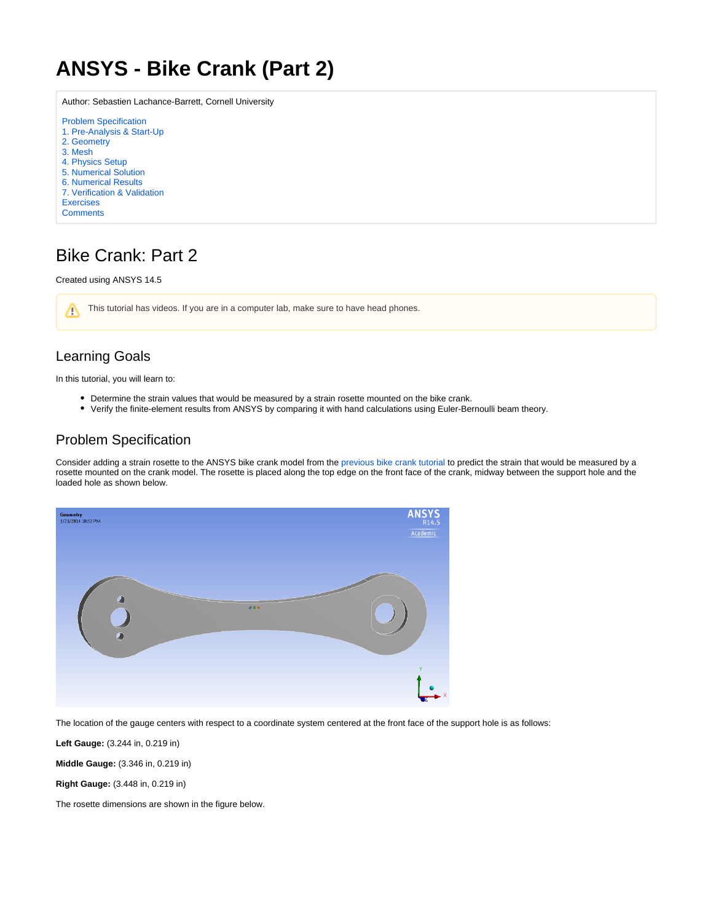# ANSYS - Bike Crank (Part 2)

Author: Sebastien Lachance-Barrett, Cornell University

- Problem Specification
- 1. Pre-Analysis & Start-Up
- 2. Geometry
- 3. Mesh
- 4. Physics Setup
- 5. Numerical Solution
- 6. Numerical Results
- 7. Verification & Validation
- Exercises
- Comments

## Bike Crank: Part 2

Created using ANSYS 14.5

This tutorial has videos. If you are in a computer lab, make sure to have head phones.

### Learning Goals

In this tutorial, you will learn to:

- Determine the strain values that would be measured by a strain rosette mounted on the bike crank.
- Verify the finite-element results from ANSYS by comparing it with hand calculations using Euler-Bernoulli beam theory.

### Problem Specification

Consider adding a strain rosette to the ANSYS bike crank model from the previous bike crank tutorial to predict the strain that would be measured by a rosette mounted on the crank model. The rosette is placed along the top edge on the front face of the crank, midway between the support hole and the loaded hole as shown below.

The location of the gauge centers with respect to a coordinate system centered at the front face of the support hole is as follows:

**Left Gauge:** (3.244 in, 0.219 in)

**Middle Gauge:** (3.346 in, 0.219 in)

**Right Gauge:** (3.448 in, 0.219 in)

The rosette dimensions are shown in the figure below.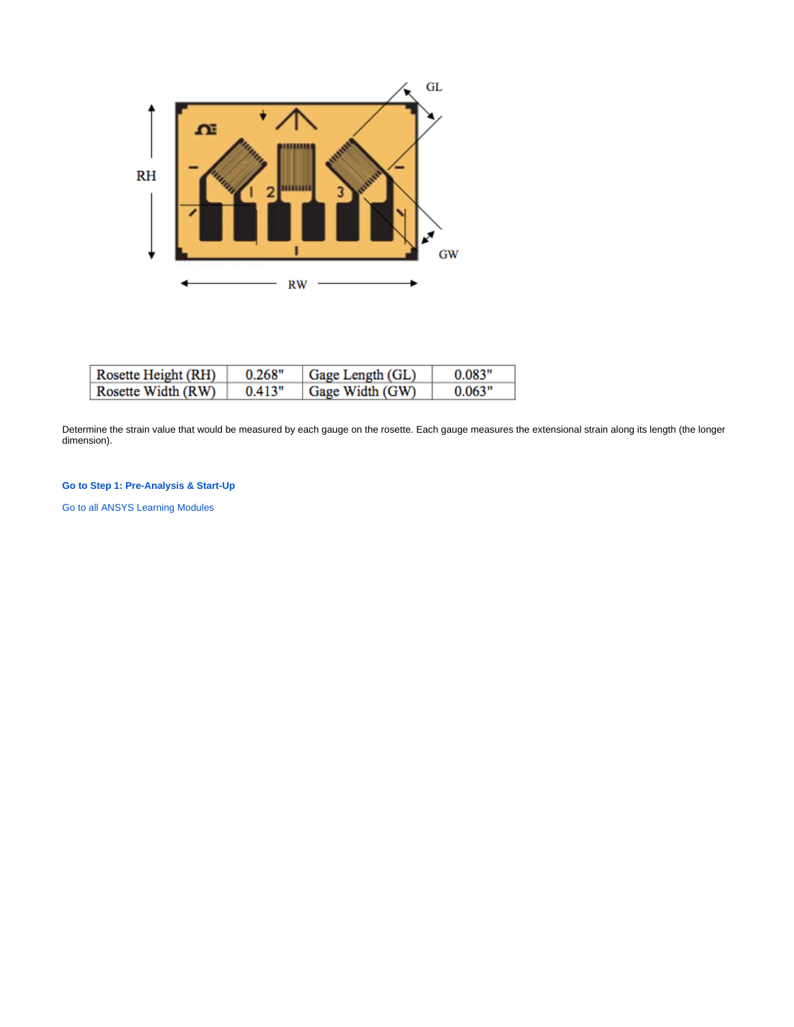RH

RW

GL

GW

1 2 3

| | | | |
|---|---|---|---|
| Rosette Height (RH) | 0.268" | Gage Length (GL) | 0.083" |
| Rosette Width (RW) | 0.413" | Gage Width (GW) | 0.063" |

Determine the strain value that would be measured by each gauge on the rosette. Each gauge measures the extensional strain along its length (the longer dimension).

**Go to Step 1: Pre-Analysis & Start-Up**

Go to all ANSYS Learning Modules